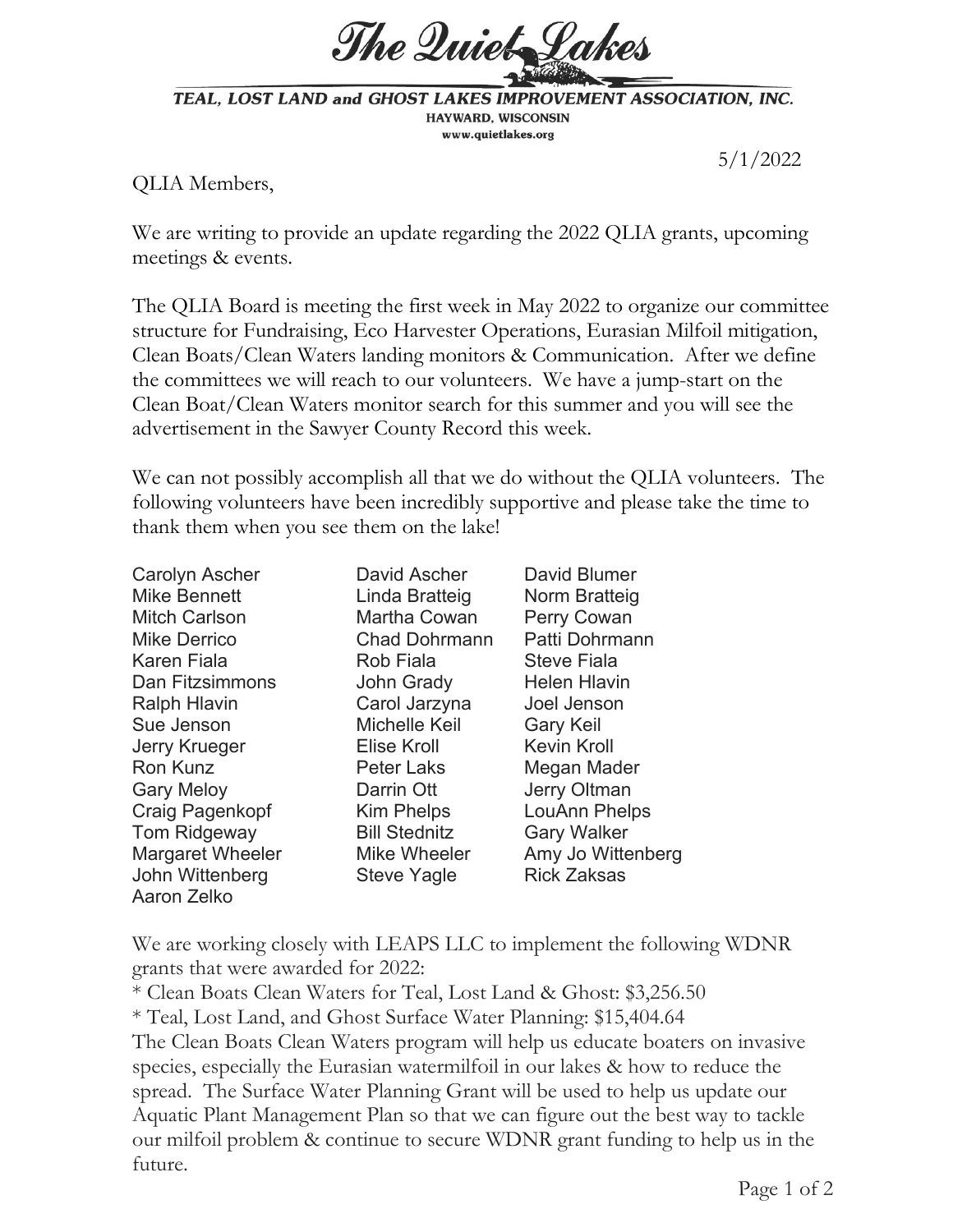# The Quiet Lakes

**TEAL, LOST LAND and GHOST LAKES IMPROVEMENT ASSOCIATION, INC.**
HAYWARD, WISCONSIN
www.quietlakes.org

5/1/2022

QLIA Members,

We are writing to provide an update regarding the 2022 QLIA grants, upcoming meetings & events.

The QLIA Board is meeting the first week in May 2022 to organize our committee structure for Fundraising, Eco Harvester Operations, Eurasian Milfoil mitigation, Clean Boats/Clean Waters landing monitors & Communication. After we define the committees we will reach to our volunteers. We have a jump-start on the Clean Boat/Clean Waters monitor search for this summer and you will see the advertisement in the Sawyer County Record this week.

We can not possibly accomplish all that we do without the QLIA volunteers. The following volunteers have been incredibly supportive and please take the time to thank them when you see them on the lake!

| | | |
|---|---|---|
| Carolyn Ascher | David Ascher | David Blumer |
| Mike Bennett | Linda Bratteig | Norm Bratteig |
| Mitch Carlson | Martha Cowan | Perry Cowan |
| Mike Derrico | Chad Dohrmann | Patti Dohrmann |
| Karen Fiala | Rob Fiala | Steve Fiala |
| Dan Fitzsimmons | John Grady | Helen Hlavin |
| Ralph Hlavin | Carol Jarzyna | Joel Jenson |
| Sue Jenson | Michelle Keil | Gary Keil |
| Jerry Krueger | Elise Kroll | Kevin Kroll |
| Ron Kunz | Peter Laks | Megan Mader |
| Gary Meloy | Darrin Ott | Jerry Oltman |
| Craig Pagenkopf | Kim Phelps | LouAnn Phelps |
| Tom Ridgeway | Bill Stednitz | Gary Walker |
| Margaret Wheeler | Mike Wheeler | Amy Jo Wittenberg |
| John Wittenberg | Steve Yagle | Rick Zaksas |
| Aaron Zelko | | |

We are working closely with LEAPS LLC to implement the following WDNR grants that were awarded for 2022:

* Clean Boats Clean Waters for Teal, Lost Land & Ghost: $3,256.50
* Teal, Lost Land, and Ghost Surface Water Planning: $15,404.64

The Clean Boats Clean Waters program will help us educate boaters on invasive species, especially the Eurasian watermilfoil in our lakes & how to reduce the spread. The Surface Water Planning Grant will be used to help us update our Aquatic Plant Management Plan so that we can figure out the best way to tackle our milfoil problem & continue to secure WDNR grant funding to help us in the future.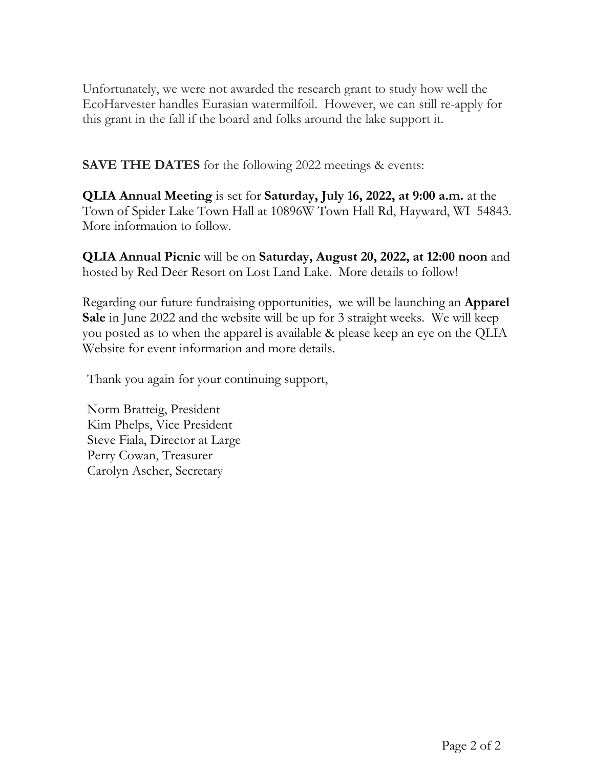Unfortunately, we were not awarded the research grant to study how well the EcoHarvester handles Eurasian watermilfoil. However, we can still re-apply for this grant in the fall if the board and folks around the lake support it.

**SAVE THE DATES** for the following 2022 meetings & events:

**QLIA Annual Meeting** is set for **Saturday, July 16, 2022, at 9:00 a.m.** at the Town of Spider Lake Town Hall at 10896W Town Hall Rd, Hayward, WI 54843. More information to follow.

**QLIA Annual Picnic** will be on **Saturday, August 20, 2022, at 12:00 noon** and hosted by Red Deer Resort on Lost Land Lake. More details to follow!

Regarding our future fundraising opportunities, we will be launching an **Apparel Sale** in June 2022 and the website will be up for 3 straight weeks. We will keep you posted as to when the apparel is available & please keep an eye on the QLIA Website for event information and more details.

Thank you again for your continuing support,

Norm Bratteig, President
Kim Phelps, Vice President
Steve Fiala, Director at Large
Perry Cowan, Treasurer
Carolyn Ascher, Secretary